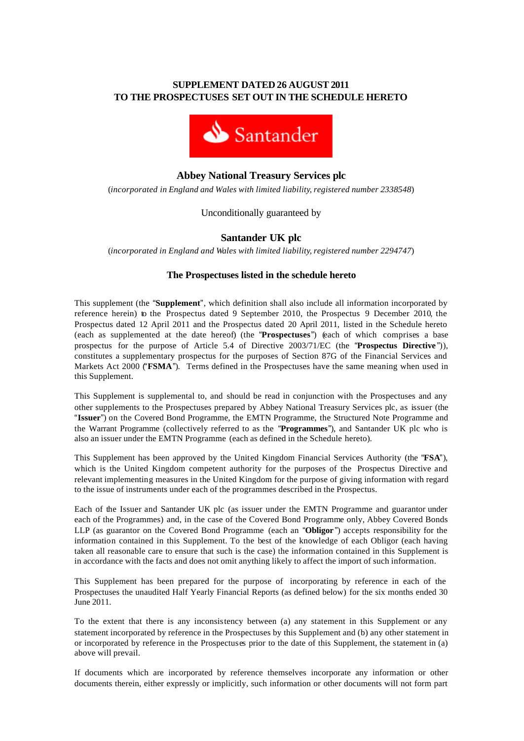**SUPPLEMENT DATED 26 AUGUST 2011**
**TO THE PROSPECTUSES SET OUT IN THE SCHEDULE HERETO**

Santander

## Abbey National Treasury Services plc

(*incorporated in England and Wales with limited liability, registered number 2338548*)

Unconditionally guaranteed by

## Santander UK plc

(*incorporated in England and Wales with limited liability, registered number 2294747*)

### The Prospectuses listed in the schedule hereto

This supplement (the "**Supplement**", which definition shall also include all information incorporated by reference herein) to the Prospectus dated 9 September 2010, the Prospectus 9 December 2010, the Prospectus dated 12 April 2011 and the Prospectus dated 20 April 2011, listed in the Schedule hereto (each as supplemented at the date hereof) (the "**Prospectuses**") (each of which comprises a base prospectus for the purpose of Article 5.4 of Directive 2003/71/EC (the "**Prospectus Directive**")), constitutes a supplementary prospectus for the purposes of Section 87G of the Financial Services and Markets Act 2000 ("**FSMA**"). Terms defined in the Prospectuses have the same meaning when used in this Supplement.

This Supplement is supplemental to, and should be read in conjunction with the Prospectuses and any other supplements to the Prospectuses prepared by Abbey National Treasury Services plc, as issuer (the "**Issuer**") on the Covered Bond Programme, the EMTN Programme, the Structured Note Programme and the Warrant Programme (collectively referred to as the "**Programmes**"), and Santander UK plc who is also an issuer under the EMTN Programme (each as defined in the Schedule hereto).

This Supplement has been approved by the United Kingdom Financial Services Authority (the "**FSA**"), which is the United Kingdom competent authority for the purposes of the Prospectus Directive and relevant implementing measures in the United Kingdom for the purpose of giving information with regard to the issue of instruments under each of the programmes described in the Prospectus.

Each of the Issuer and Santander UK plc (as issuer under the EMTN Programme and guarantor under each of the Programmes) and, in the case of the Covered Bond Programme only, Abbey Covered Bonds LLP (as guarantor on the Covered Bond Programme (each an "**Obligor**") accepts responsibility for the information contained in this Supplement. To the best of the knowledge of each Obligor (each having taken all reasonable care to ensure that such is the case) the information contained in this Supplement is in accordance with the facts and does not omit anything likely to affect the import of such information.

This Supplement has been prepared for the purpose of incorporating by reference in each of the Prospectuses the unaudited Half Yearly Financial Reports (as defined below) for the six months ended 30 June 2011.

To the extent that there is any inconsistency between (a) any statement in this Supplement or any statement incorporated by reference in the Prospectuses by this Supplement and (b) any other statement in or incorporated by reference in the Prospectuses prior to the date of this Supplement, the statement in (a) above will prevail.

If documents which are incorporated by reference themselves incorporate any information or other documents therein, either expressly or implicitly, such information or other documents will not form part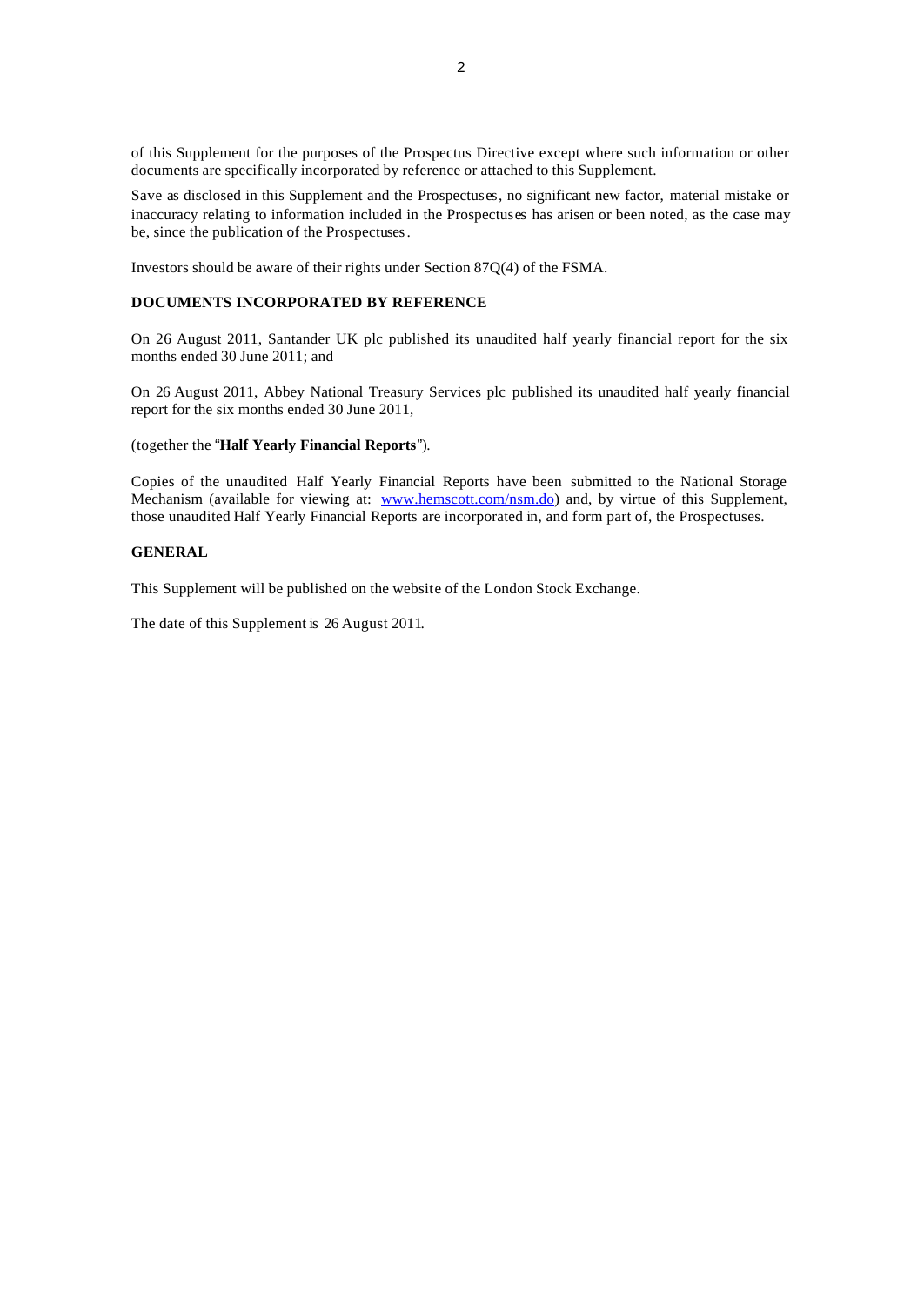of this Supplement for the purposes of the Prospectus Directive except where such information or other documents are specifically incorporated by reference or attached to this Supplement.

Save as disclosed in this Supplement and the Prospectuses, no significant new factor, material mistake or inaccuracy relating to information included in the Prospectuses has arisen or been noted, as the case may be, since the publication of the Prospectuses.

Investors should be aware of their rights under Section 87Q(4) of the FSMA.

## DOCUMENTS INCORPORATED BY REFERENCE

On 26 August 2011, Santander UK plc published its unaudited half yearly financial report for the six months ended 30 June 2011; and

On 26 August 2011, Abbey National Treasury Services plc published its unaudited half yearly financial report for the six months ended 30 June 2011,

(together the "**Half Yearly Financial Reports**").

Copies of the unaudited Half Yearly Financial Reports have been submitted to the National Storage Mechanism (available for viewing at: [www.hemscott.com/nsm.do](www.hemscott.com/nsm.do)) and, by virtue of this Supplement, those unaudited Half Yearly Financial Reports are incorporated in, and form part of, the Prospectuses.

## GENERAL

This Supplement will be published on the website of the London Stock Exchange.

The date of this Supplement is 26 August 2011.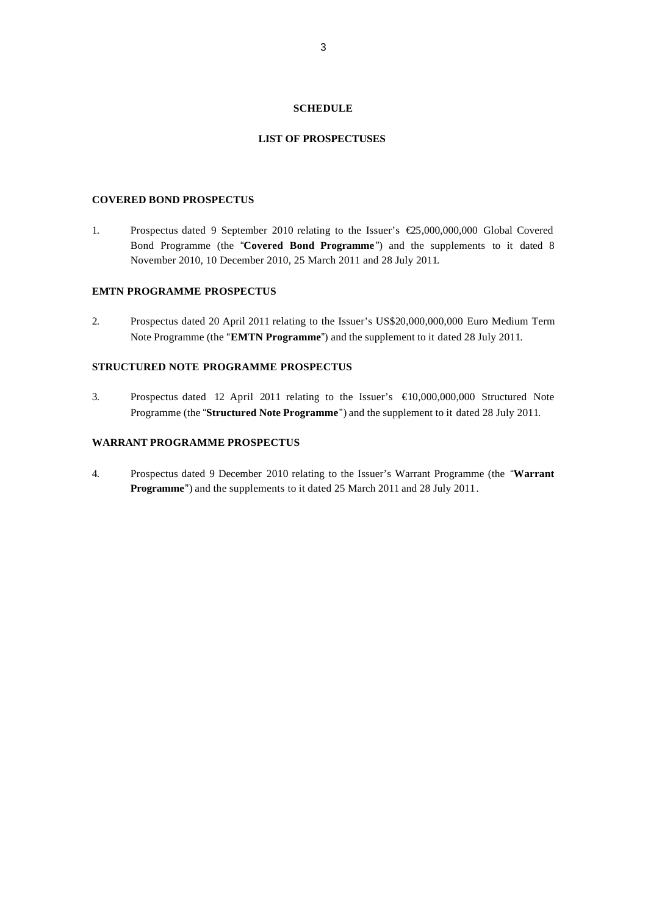# SCHEDULE

## LIST OF PROSPECTUSES

### COVERED BOND PROSPECTUS

1. Prospectus dated 9 September 2010 relating to the Issuer's €25,000,000,000 Global Covered Bond Programme (the "**Covered Bond Programme**") and the supplements to it dated 8 November 2010, 10 December 2010, 25 March 2011 and 28 July 2011.

### EMTN PROGRAMME PROSPECTUS

2. Prospectus dated 20 April 2011 relating to the Issuer's US$20,000,000,000 Euro Medium Term Note Programme (the "**EMTN Programme**") and the supplement to it dated 28 July 2011.

### STRUCTURED NOTE PROGRAMME PROSPECTUS

3. Prospectus dated 12 April 2011 relating to the Issuer's €10,000,000,000 Structured Note Programme (the "**Structured Note Programme**") and the supplement to it dated 28 July 2011.

### WARRANT PROGRAMME PROSPECTUS

4. Prospectus dated 9 December 2010 relating to the Issuer's Warrant Programme (the "**Warrant Programme**") and the supplements to it dated 25 March 2011 and 28 July 2011.